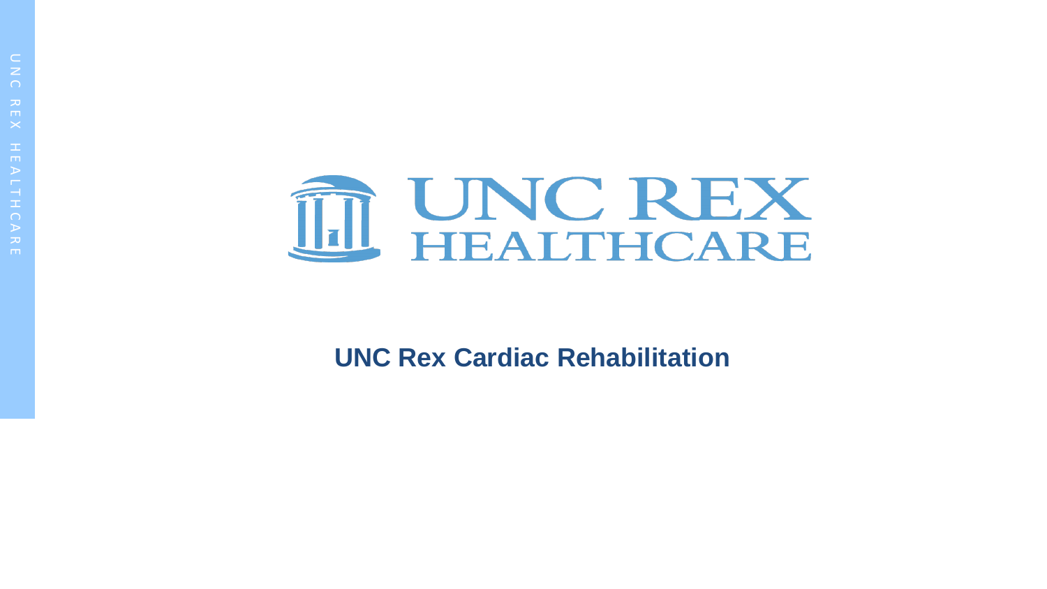# UNC Rex Cardiac Rehabilitation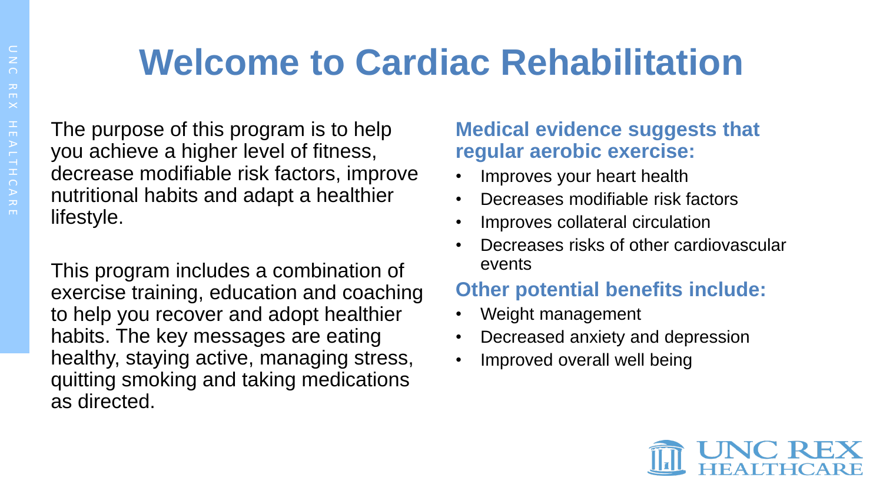# Welcome to Cardiac Rehabilitation

The purpose of this program is to help you achieve a higher level of fitness, decrease modifiable risk factors, improve nutritional habits and adapt a healthier lifestyle.

This program includes a combination of exercise training, education and coaching to help you recover and adopt healthier habits. The key messages are eating healthy, staying active, managing stress, quitting smoking and taking medications as directed.

### Medical evidence suggests that regular aerobic exercise:

- Improves your heart health
- Decreases modifiable risk factors
- Improves collateral circulation
- Decreases risks of other cardiovascular events

### Other potential benefits include:

- Weight management
- Decreased anxiety and depression
- Improved overall well being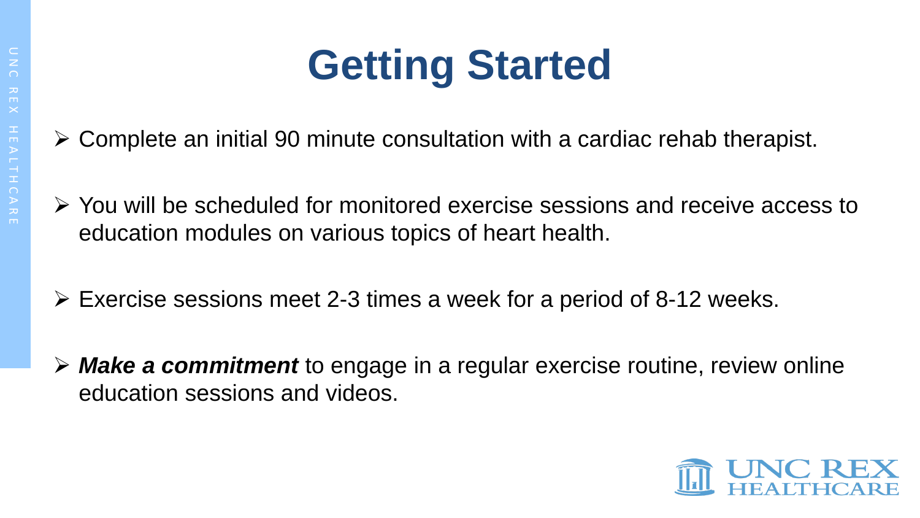# Getting Started

- Complete an initial 90 minute consultation with a cardiac rehab therapist.
- You will be scheduled for monitored exercise sessions and receive access to education modules on various topics of heart health.
- Exercise sessions meet 2-3 times a week for a period of 8-12 weeks.
- ***Make a commitment*** to engage in a regular exercise routine, review online education sessions and videos.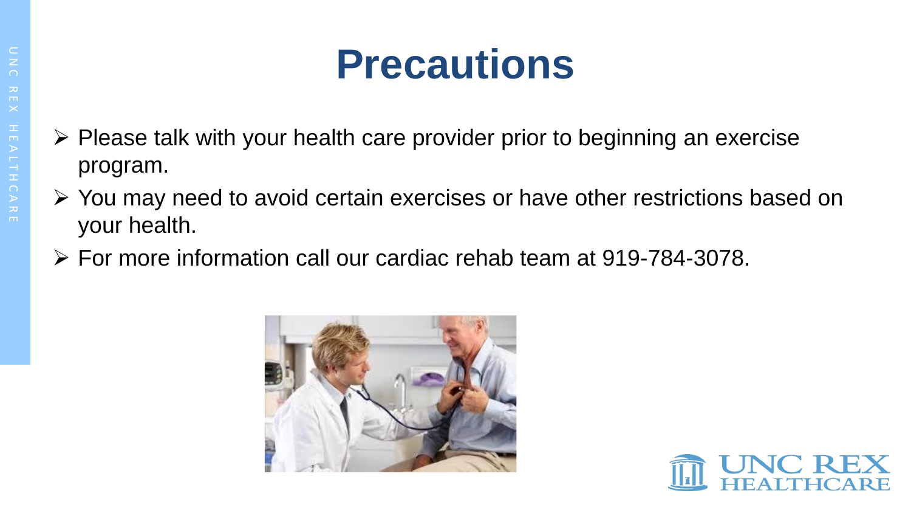# Precautions

- Please talk with your health care provider prior to beginning an exercise program.
- You may need to avoid certain exercises or have other restrictions based on your health.
- For more information call our cardiac rehab team at 919-784-3078.